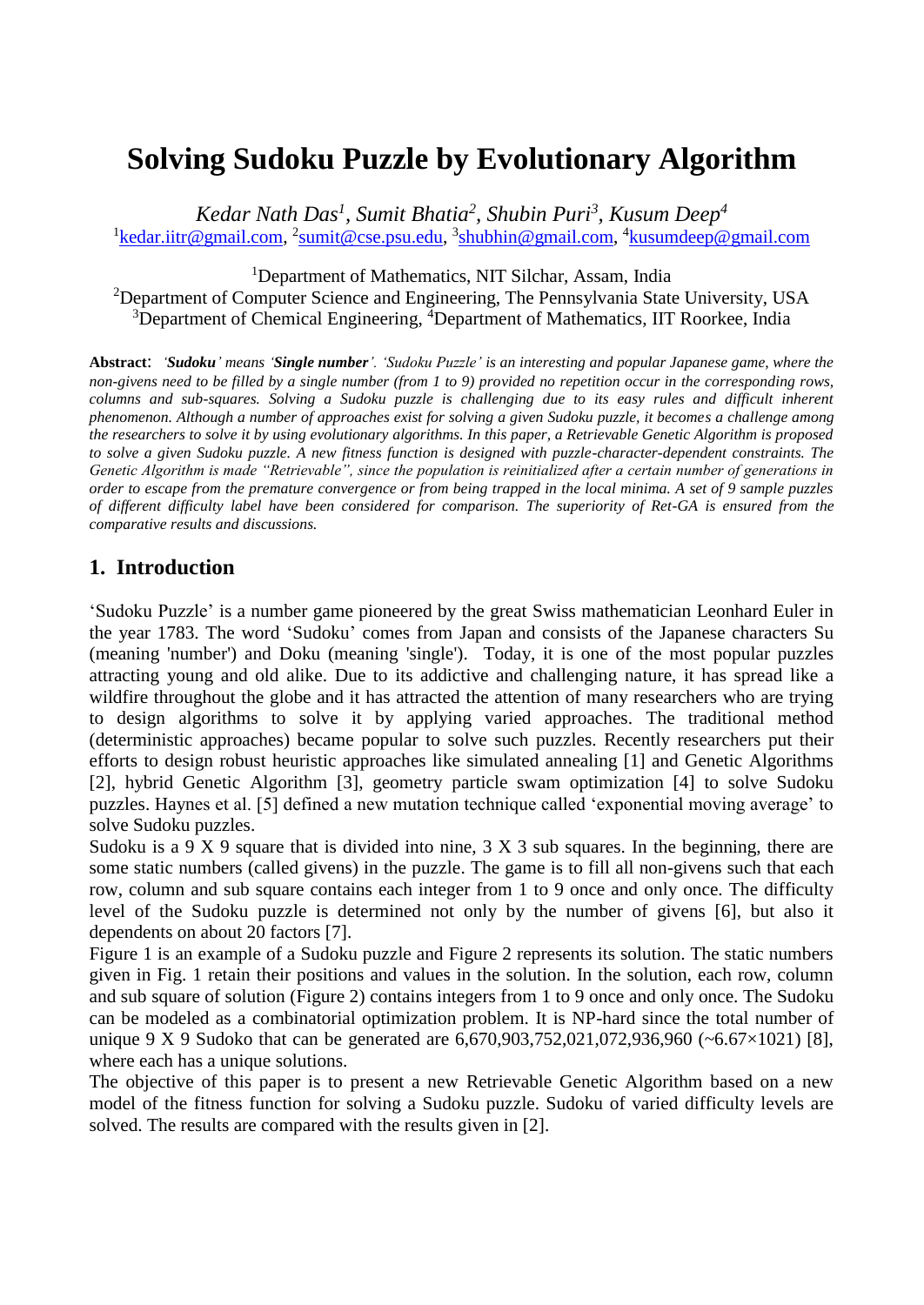# Solving Sudoku Puzzle by Evolutionary Algorithm

*Kedar Nath Das[1], Sumit Bhatia[2], Shubin Puri[3], Kusum Deep[4]*

[1]kedar.iitr@gmail.com, [2]sumit@cse.psu.edu, [3]shubhin@gmail.com, [4]kusumdeep@gmail.com

[1]Department of Mathematics, NIT Silchar, Assam, India
[2]Department of Computer Science and Engineering, The Pennsylvania State University, USA
[3]Department of Chemical Engineering, [4]Department of Mathematics, IIT Roorkee, India

**Abstract**: *'**Sudoku**' means '**Single number**'. 'Sudoku Puzzle' is an interesting and popular Japanese game, where the non-givens need to be filled by a single number (from 1 to 9) provided no repetition occur in the corresponding rows, columns and sub-squares. Solving a Sudoku puzzle is challenging due to its easy rules and difficult inherent phenomenon. Although a number of approaches exist for solving a given Sudoku puzzle, it becomes a challenge among the researchers to solve it by using evolutionary algorithms. In this paper, a Retrievable Genetic Algorithm is proposed to solve a given Sudoku puzzle. A new fitness function is designed with puzzle-character-dependent constraints. The Genetic Algorithm is made "Retrievable", since the population is reinitialized after a certain number of generations in order to escape from the premature convergence or from being trapped in the local minima. A set of 9 sample puzzles of different difficulty label have been considered for comparison. The superiority of Ret-GA is ensured from the comparative results and discussions.*

## 1. Introduction

'Sudoku Puzzle' is a number game pioneered by the great Swiss mathematician Leonhard Euler in the year 1783. The word 'Sudoku' comes from Japan and consists of the Japanese characters Su (meaning 'number') and Doku (meaning 'single'). Today, it is one of the most popular puzzles attracting young and old alike. Due to its addictive and challenging nature, it has spread like a wildfire throughout the globe and it has attracted the attention of many researchers who are trying to design algorithms to solve it by applying varied approaches. The traditional method (deterministic approaches) became popular to solve such puzzles. Recently researchers put their efforts to design robust heuristic approaches like simulated annealing [1] and Genetic Algorithms [2], hybrid Genetic Algorithm [3], geometry particle swam optimization [4] to solve Sudoku puzzles. Haynes et al. [5] defined a new mutation technique called 'exponential moving average' to solve Sudoku puzzles.

Sudoku is a 9 X 9 square that is divided into nine, 3 X 3 sub squares. In the beginning, there are some static numbers (called givens) in the puzzle. The game is to fill all non-givens such that each row, column and sub square contains each integer from 1 to 9 once and only once. The difficulty level of the Sudoku puzzle is determined not only by the number of givens [6], but also it dependents on about 20 factors [7].

Figure 1 is an example of a Sudoku puzzle and Figure 2 represents its solution. The static numbers given in Fig. 1 retain their positions and values in the solution. In the solution, each row, column and sub square of solution (Figure 2) contains integers from 1 to 9 once and only once. The Sudoku can be modeled as a combinatorial optimization problem. It is NP-hard since the total number of unique 9 X 9 Sudoko that can be generated are 6,670,903,752,021,072,936,960 (~6.67×1021) [8], where each has a unique solutions.

The objective of this paper is to present a new Retrievable Genetic Algorithm based on a new model of the fitness function for solving a Sudoku puzzle. Sudoku of varied difficulty levels are solved. The results are compared with the results given in [2].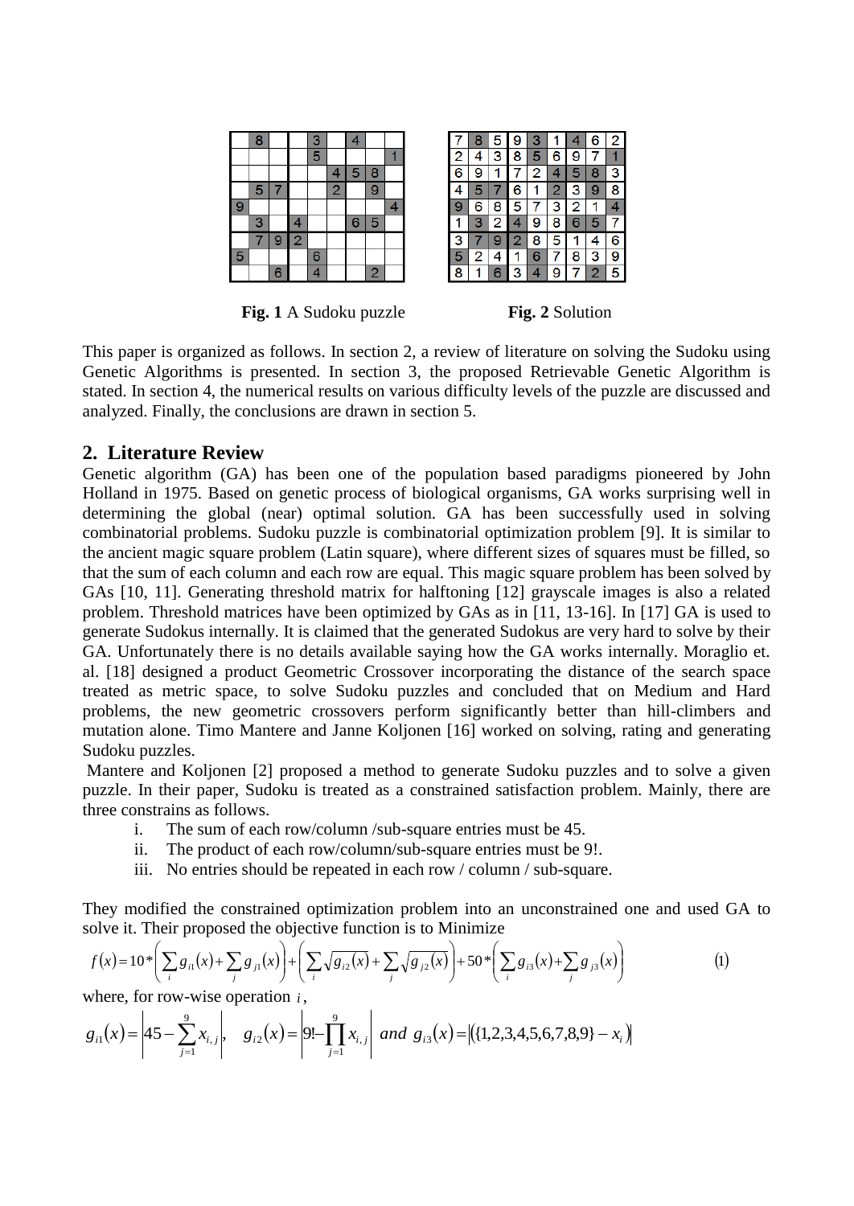| | | | | | | | | |
|---|---|---|---|---|---|---|---|---|
| | 8 | | | 3 | | 4 | | |
| | | | | 5 | | | | 1 |
| | | | | | 4 | 5 | 8 | |
| | 5 | 7 | | | 2 | | 9 | |
| 9 | | | | | | | | 4 |
| | 3 | | 4 | | | 6 | 5 | |
| | 7 | 9 | 2 | | | | | |
| 5 | | | | 6 | | | | |
| | | 6 | | 4 | | | 2 | |

**Fig. 1** A Sudoku puzzle

| | | | | | | | | |
|---|---|---|---|---|---|---|---|---|
| 7 | 8 | 5 | 9 | 3 | 1 | 4 | 6 | 2 |
| 2 | 4 | 3 | 8 | 5 | 6 | 9 | 7 | 1 |
| 6 | 9 | 1 | 7 | 2 | 4 | 5 | 8 | 3 |
| 4 | 5 | 7 | 6 | 1 | 2 | 3 | 9 | 8 |
| 9 | 6 | 8 | 5 | 7 | 3 | 2 | 1 | 4 |
| 1 | 3 | 2 | 4 | 9 | 8 | 6 | 5 | 7 |
| 3 | 7 | 9 | 2 | 8 | 5 | 1 | 4 | 6 |
| 5 | 2 | 4 | 1 | 6 | 7 | 8 | 3 | 9 |
| 8 | 1 | 6 | 3 | 4 | 9 | 7 | 2 | 5 |

**Fig. 2** Solution

This paper is organized as follows. In section 2, a review of literature on solving the Sudoku using Genetic Algorithms is presented. In section 3, the proposed Retrievable Genetic Algorithm is stated. In section 4, the numerical results on various difficulty levels of the puzzle are discussed and analyzed. Finally, the conclusions are drawn in section 5.

## 2. Literature Review

Genetic algorithm (GA) has been one of the population based paradigms pioneered by John Holland in 1975. Based on genetic process of biological organisms, GA works surprising well in determining the global (near) optimal solution. GA has been successfully used in solving combinatorial problems. Sudoku puzzle is combinatorial optimization problem [9]. It is similar to the ancient magic square problem (Latin square), where different sizes of squares must be filled, so that the sum of each column and each row are equal. This magic square problem has been solved by GAs [10, 11]. Generating threshold matrix for halftoning [12] grayscale images is also a related problem. Threshold matrices have been optimized by GAs as in [11, 13-16]. In [17] GA is used to generate Sudokus internally. It is claimed that the generated Sudokus are very hard to solve by their GA. Unfortunately there is no details available saying how the GA works internally. Moraglio et. al. [18] designed a product Geometric Crossover incorporating the distance of the search space treated as metric space, to solve Sudoku puzzles and concluded that on Medium and Hard problems, the new geometric crossovers perform significantly better than hill-climbers and mutation alone. Timo Mantere and Janne Koljonen [16] worked on solving, rating and generating Sudoku puzzles.

Mantere and Koljonen [2] proposed a method to generate Sudoku puzzles and to solve a given puzzle. In their paper, Sudoku is treated as a constrained satisfaction problem. Mainly, there are three constrains as follows.

i. The sum of each row/column /sub-square entries must be 45.
ii. The product of each row/column/sub-square entries must be 9!.
iii. No entries should be repeated in each row / column / sub-square.

They modified the constrained optimization problem into an unconstrained one and used GA to solve it. Their proposed the objective function is to Minimize

$$f(x) = 10 * \left( \sum_i g_{i1}(x) + \sum_j g_{j1}(x) \right) + \left( \sum_i \sqrt{g_{i2}(x)} + \sum_j \sqrt{g_{j2}(x)} \right) + 50 * \left( \sum_i g_{i3}(x) + \sum_j g_{j3}(x) \right) \qquad (1)$$

where, for row-wise operation $i$,

$$g_{i1}(x) = \left| 45 - \sum_{j=1}^{9} x_{i,j} \right|, \quad g_{i2}(x) = \left| 9! - \prod_{j=1}^{9} x_{i,j} \right| \; and \; g_{i3}(x) = \left| \left( \{1,2,3,4,5,6,7,8,9\} - x_i \right) \right|$$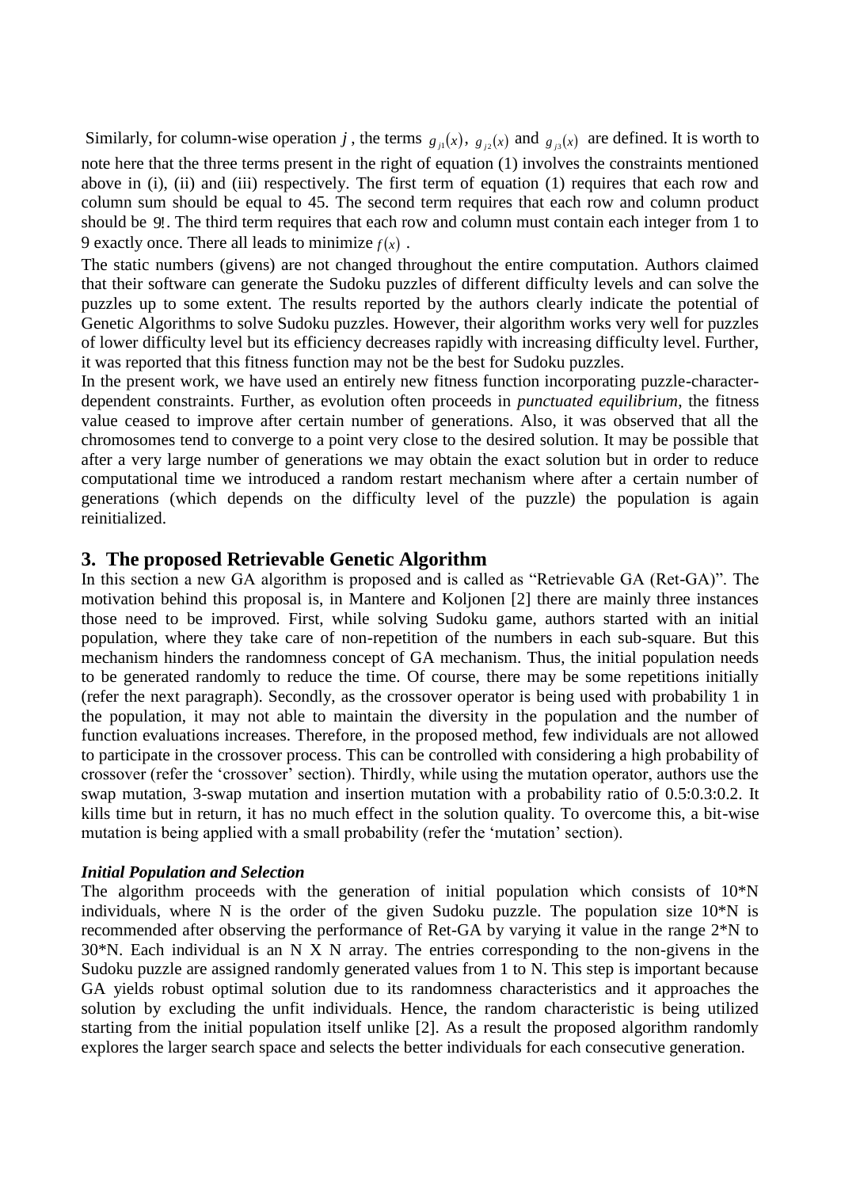Similarly, for column-wise operation $j$, the terms $g_{j1}(x)$, $g_{j2}(x)$ and $g_{j3}(x)$ are defined. It is worth to note here that the three terms present in the right of equation (1) involves the constraints mentioned above in (i), (ii) and (iii) respectively. The first term of equation (1) requires that each row and column sum should be equal to 45. The second term requires that each row and column product should be $9!$. The third term requires that each row and column must contain each integer from 1 to 9 exactly once. There all leads to minimize $f(x)$.

The static numbers (givens) are not changed throughout the entire computation. Authors claimed that their software can generate the Sudoku puzzles of different difficulty levels and can solve the puzzles up to some extent. The results reported by the authors clearly indicate the potential of Genetic Algorithms to solve Sudoku puzzles. However, their algorithm works very well for puzzles of lower difficulty level but its efficiency decreases rapidly with increasing difficulty level. Further, it was reported that this fitness function may not be the best for Sudoku puzzles.

In the present work, we have used an entirely new fitness function incorporating puzzle-character-dependent constraints. Further, as evolution often proceeds in *punctuated equilibrium*, the fitness value ceased to improve after certain number of generations. Also, it was observed that all the chromosomes tend to converge to a point very close to the desired solution. It may be possible that after a very large number of generations we may obtain the exact solution but in order to reduce computational time we introduced a random restart mechanism where after a certain number of generations (which depends on the difficulty level of the puzzle) the population is again reinitialized.

## 3. The proposed Retrievable Genetic Algorithm

In this section a new GA algorithm is proposed and is called as "Retrievable GA (Ret-GA)". The motivation behind this proposal is, in Mantere and Koljonen [2] there are mainly three instances those need to be improved. First, while solving Sudoku game, authors started with an initial population, where they take care of non-repetition of the numbers in each sub-square. But this mechanism hinders the randomness concept of GA mechanism. Thus, the initial population needs to be generated randomly to reduce the time. Of course, there may be some repetitions initially (refer the next paragraph). Secondly, as the crossover operator is being used with probability 1 in the population, it may not able to maintain the diversity in the population and the number of function evaluations increases. Therefore, in the proposed method, few individuals are not allowed to participate in the crossover process. This can be controlled with considering a high probability of crossover (refer the 'crossover' section). Thirdly, while using the mutation operator, authors use the swap mutation, 3-swap mutation and insertion mutation with a probability ratio of 0.5:0.3:0.2. It kills time but in return, it has no much effect in the solution quality. To overcome this, a bit-wise mutation is being applied with a small probability (refer the 'mutation' section).

### *Initial Population and Selection*

The algorithm proceeds with the generation of initial population which consists of 10*N individuals, where N is the order of the given Sudoku puzzle. The population size 10*N is recommended after observing the performance of Ret-GA by varying it value in the range 2*N to 30*N. Each individual is an N X N array. The entries corresponding to the non-givens in the Sudoku puzzle are assigned randomly generated values from 1 to N. This step is important because GA yields robust optimal solution due to its randomness characteristics and it approaches the solution by excluding the unfit individuals. Hence, the random characteristic is being utilized starting from the initial population itself unlike [2]. As a result the proposed algorithm randomly explores the larger search space and selects the better individuals for each consecutive generation.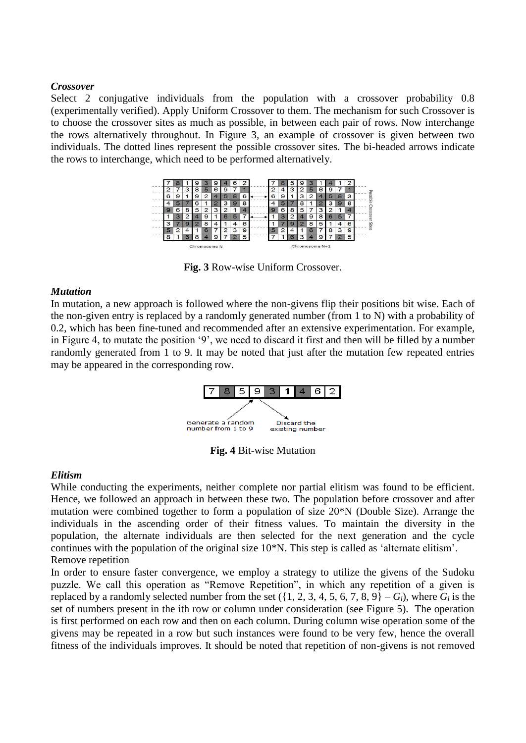***Crossover***

Select 2 conjugative individuals from the population with a crossover probability 0.8 (experimentally verified). Apply Uniform Crossover to them. The mechanism for such Crossover is to choose the crossover sites as much as possible, in between each pair of rows. Now interchange the rows alternatively throughout. In Figure 3, an example of crossover is given between two individuals. The dotted lines represent the possible crossover sites. The bi-headed arrows indicate the rows to interchange, which need to be performed alternatively.

**Fig. 3** Row-wise Uniform Crossover.

***Mutation***

In mutation, a new approach is followed where the non-givens flip their positions bit wise. Each of the non-given entry is replaced by a randomly generated number (from 1 to N) with a probability of 0.2, which has been fine-tuned and recommended after an extensive experimentation. For example, in Figure 4, to mutate the position '9', we need to discard it first and then will be filled by a number randomly generated from 1 to 9. It may be noted that just after the mutation few repeated entries may be appeared in the corresponding row.

**Fig. 4** Bit-wise Mutation

***Elitism***

While conducting the experiments, neither complete nor partial elitism was found to be efficient. Hence, we followed an approach in between these two. The population before crossover and after mutation were combined together to form a population of size 20*N (Double Size). Arrange the individuals in the ascending order of their fitness values. To maintain the diversity in the population, the alternate individuals are then selected for the next generation and the cycle continues with the population of the original size 10*N. This step is called as 'alternate elitism'.

Remove repetition

In order to ensure faster convergence, we employ a strategy to utilize the givens of the Sudoku puzzle. We call this operation as "Remove Repetition", in which any repetition of a given is replaced by a randomly selected number from the set ({1, 2, 3, 4, 5, 6, 7, 8, 9} – $G_i$), where $G_i$ is the set of numbers present in the ith row or column under consideration (see Figure 5). The operation is first performed on each row and then on each column. During column wise operation some of the givens may be repeated in a row but such instances were found to be very few, hence the overall fitness of the individuals improves. It should be noted that repetition of non-givens is not removed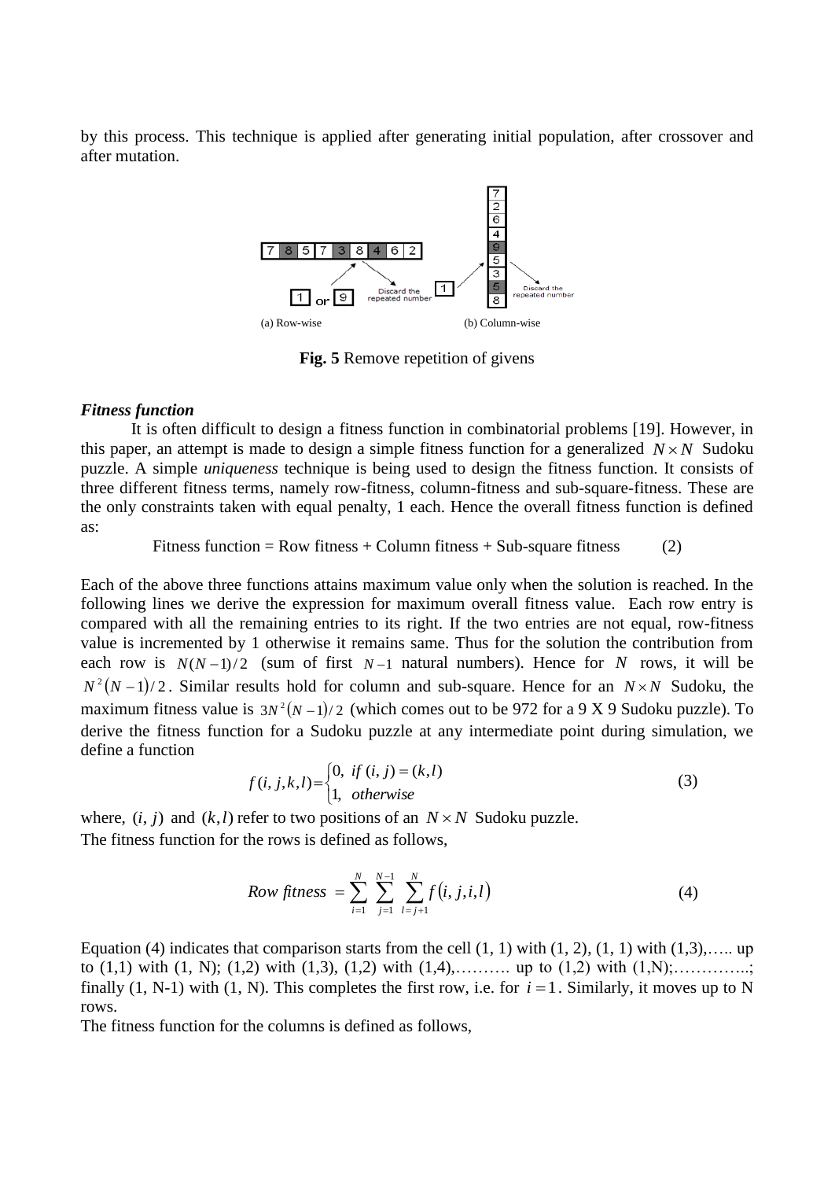by this process. This technique is applied after generating initial population, after crossover and after mutation.

(a) Row-wise (b) Column-wise

**Fig. 5** Remove repetition of givens

***Fitness function***

It is often difficult to design a fitness function in combinatorial problems [19]. However, in this paper, an attempt is made to design a simple fitness function for a generalized $N \times N$ Sudoku puzzle. A simple *uniqueness* technique is being used to design the fitness function. It consists of three different fitness terms, namely row-fitness, column-fitness and sub-square-fitness. These are the only constraints taken with equal penalty, 1 each. Hence the overall fitness function is defined as:

$$\text{Fitness function} = \text{Row fitness} + \text{Column fitness} + \text{Sub-square fitness} \qquad (2)$$

Each of the above three functions attains maximum value only when the solution is reached. In the following lines we derive the expression for maximum overall fitness value. Each row entry is compared with all the remaining entries to its right. If the two entries are not equal, row-fitness value is incremented by 1 otherwise it remains same. Thus for the solution the contribution from each row is $N(N-1)/2$ (sum of first $N-1$ natural numbers). Hence for $N$ rows, it will be $N^2(N-1)/2$. Similar results hold for column and sub-square. Hence for an $N \times N$ Sudoku, the maximum fitness value is $3N^2(N-1)/2$ (which comes out to be 972 for a 9 X 9 Sudoku puzzle). To derive the fitness function for a Sudoku puzzle at any intermediate point during simulation, we define a function

$$f(i,j,k,l) = \begin{cases} 0, & \textit{if } (i,j) = (k,l) \\ 1, & \textit{otherwise} \end{cases} \qquad (3)$$

where, $(i, j)$ and $(k,l)$ refer to two positions of an $N \times N$ Sudoku puzzle.

The fitness function for the rows is defined as follows,

$$\textit{Row fitness} = \sum_{i=1}^{N} \sum_{j=1}^{N-1} \sum_{l=j+1}^{N} f(i,j,i,l) \qquad (4)$$

Equation (4) indicates that comparison starts from the cell (1, 1) with (1, 2), (1, 1) with (1,3),….. up to (1,1) with (1, N); (1,2) with (1,3), (1,2) with (1,4),………. up to (1,2) with (1,N);…………..; finally (1, N-1) with (1, N). This completes the first row, i.e. for $i = 1$. Similarly, it moves up to N rows.

The fitness function for the columns is defined as follows,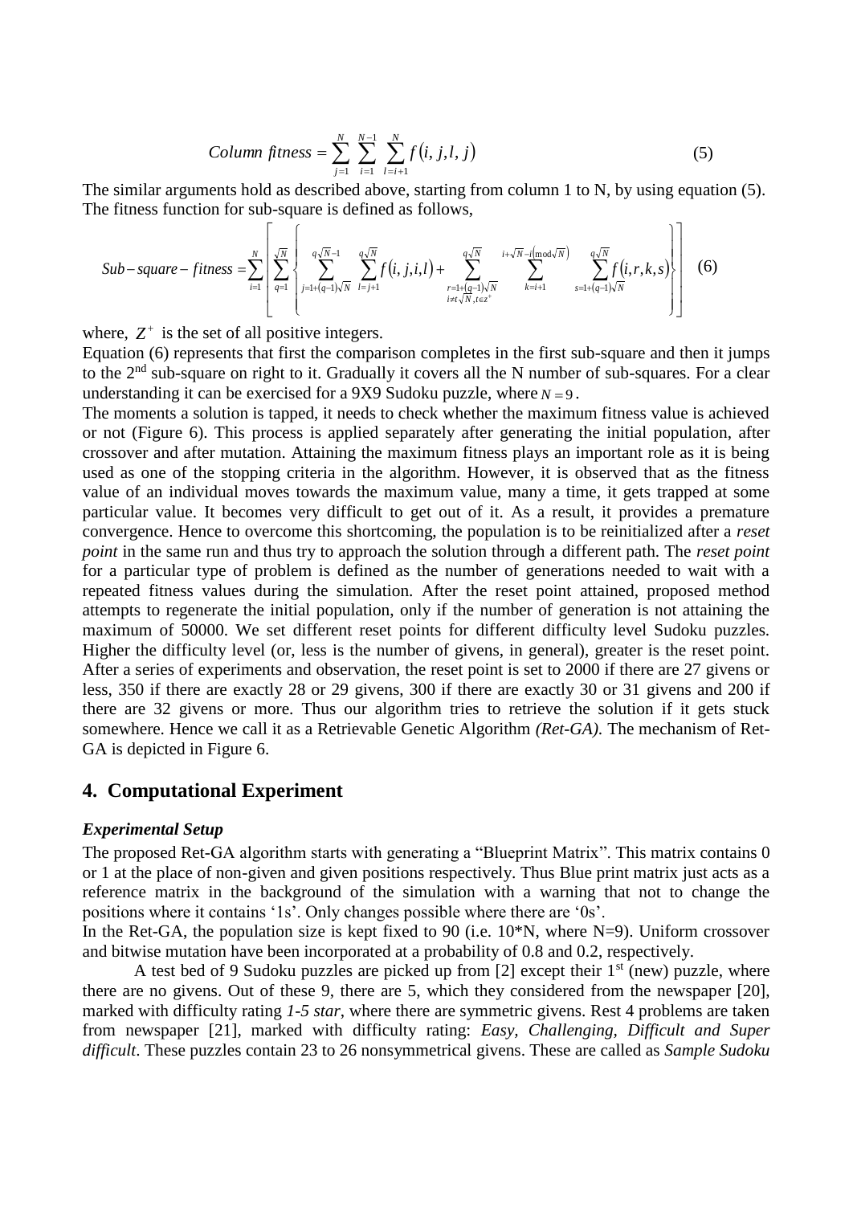$$Column\ fitness = \sum_{j=1}^{N} \sum_{i=1}^{N-1} \sum_{l=i+1}^{N} f(i, j, l, j) \tag{5}$$

The similar arguments hold as described above, starting from column 1 to N, by using equation (5). The fitness function for sub-square is defined as follows,

$$Sub-square-fitness = \sum_{i=1}^{N} \left[ \sum_{q=1}^{\sqrt{N}} \left\{ \sum_{j=1+(q-1)\sqrt{N}}^{q\sqrt{N}-1} \sum_{l=j+1}^{q\sqrt{N}} f(i,j,i,l) + \sum_{\substack{r=1+(q-1)\sqrt{N} \\ i \neq t\sqrt{N}, t \in z^{+}}}^{q\sqrt{N}} \sum_{k=i+1}^{i+\sqrt{N}-i(\bmod \sqrt{N})} \sum_{s=1+(q-1)\sqrt{N}}^{q\sqrt{N}} f(i,r,k,s) \right\} \right] \tag{6}$$

where, $Z^{+}$ is the set of all positive integers.

Equation (6) represents that first the comparison completes in the first sub-square and then it jumps to the 2nd sub-square on right to it. Gradually it covers all the N number of sub-squares. For a clear understanding it can be exercised for a 9X9 Sudoku puzzle, where $N = 9$.

The moments a solution is tapped, it needs to check whether the maximum fitness value is achieved or not (Figure 6). This process is applied separately after generating the initial population, after crossover and after mutation. Attaining the maximum fitness plays an important role as it is being used as one of the stopping criteria in the algorithm. However, it is observed that as the fitness value of an individual moves towards the maximum value, many a time, it gets trapped at some particular value. It becomes very difficult to get out of it. As a result, it provides a premature convergence. Hence to overcome this shortcoming, the population is to be reinitialized after a *reset point* in the same run and thus try to approach the solution through a different path. The *reset point* for a particular type of problem is defined as the number of generations needed to wait with a repeated fitness values during the simulation. After the reset point attained, proposed method attempts to regenerate the initial population, only if the number of generation is not attaining the maximum of 50000. We set different reset points for different difficulty level Sudoku puzzles. Higher the difficulty level (or, less is the number of givens, in general), greater is the reset point. After a series of experiments and observation, the reset point is set to 2000 if there are 27 givens or less, 350 if there are exactly 28 or 29 givens, 300 if there are exactly 30 or 31 givens and 200 if there are 32 givens or more. Thus our algorithm tries to retrieve the solution if it gets stuck somewhere. Hence we call it as a Retrievable Genetic Algorithm *(Ret-GA)*. The mechanism of Ret-GA is depicted in Figure 6.

## 4. Computational Experiment

***Experimental Setup***

The proposed Ret-GA algorithm starts with generating a "Blueprint Matrix". This matrix contains 0 or 1 at the place of non-given and given positions respectively. Thus Blue print matrix just acts as a reference matrix in the background of the simulation with a warning that not to change the positions where it contains '1s'. Only changes possible where there are '0s'.

In the Ret-GA, the population size is kept fixed to 90 (i.e. 10*N, where N=9). Uniform crossover and bitwise mutation have been incorporated at a probability of 0.8 and 0.2, respectively.

A test bed of 9 Sudoku puzzles are picked up from [2] except their 1st (new) puzzle, where there are no givens. Out of these 9, there are 5, which they considered from the newspaper [20], marked with difficulty rating *1-5 star*, where there are symmetric givens. Rest 4 problems are taken from newspaper [21], marked with difficulty rating: *Easy, Challenging, Difficult and Super difficult*. These puzzles contain 23 to 26 nonsymmetrical givens. These are called as *Sample Sudoku*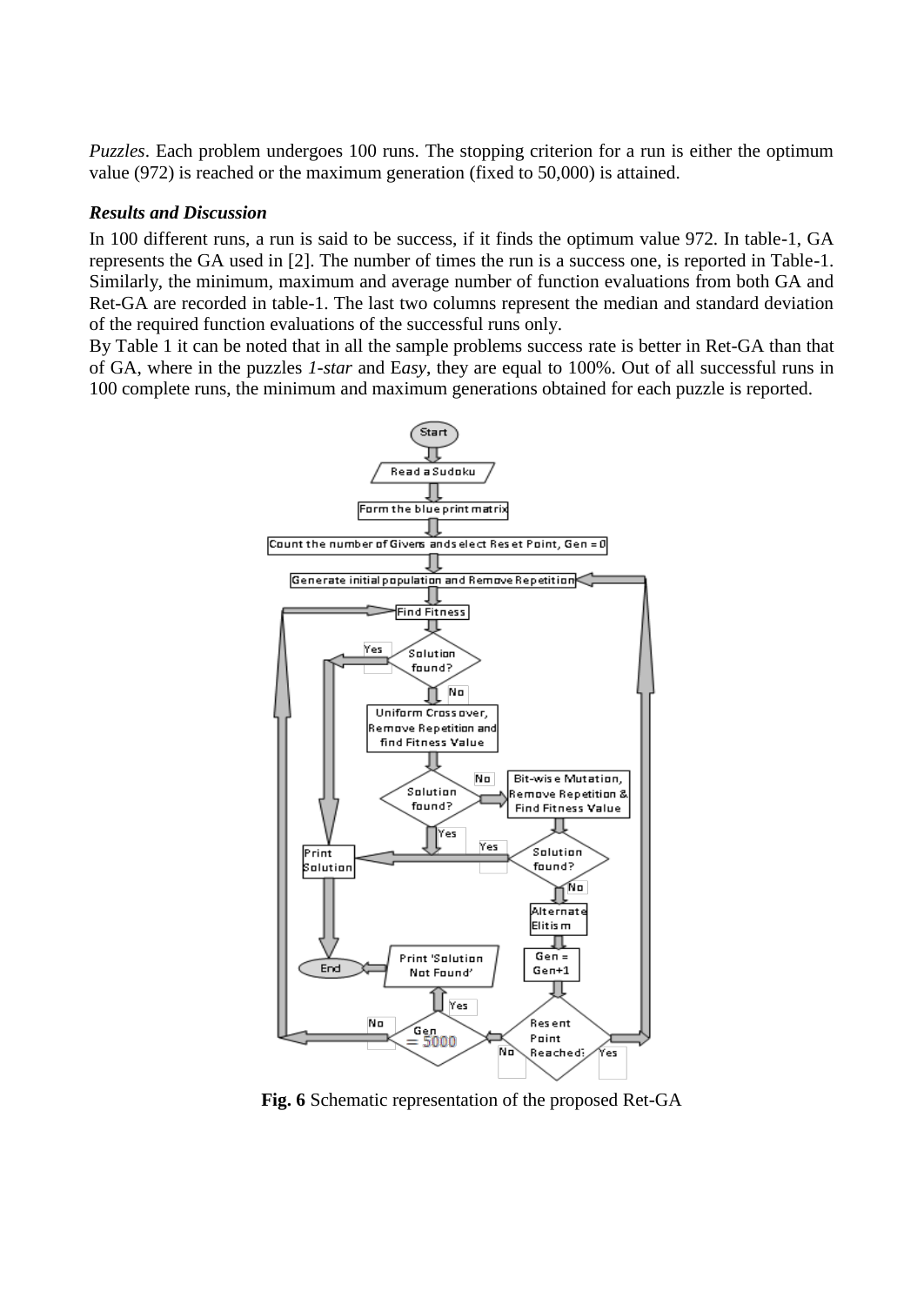*Puzzles*. Each problem undergoes 100 runs. The stopping criterion for a run is either the optimum value (972) is reached or the maximum generation (fixed to 50,000) is attained.

### *Results and Discussion*

In 100 different runs, a run is said to be success, if it finds the optimum value 972. In table-1, GA represents the GA used in [2]. The number of times the run is a success one, is reported in Table-1. Similarly, the minimum, maximum and average number of function evaluations from both GA and Ret-GA are recorded in table-1. The last two columns represent the median and standard deviation of the required function evaluations of the successful runs only.

By Table 1 it can be noted that in all the sample problems success rate is better in Ret-GA than that of GA, where in the puzzles *1-star* and E*asy*, they are equal to 100%. Out of all successful runs in 100 complete runs, the minimum and maximum generations obtained for each puzzle is reported.

**Fig. 6** Schematic representation of the proposed Ret-GA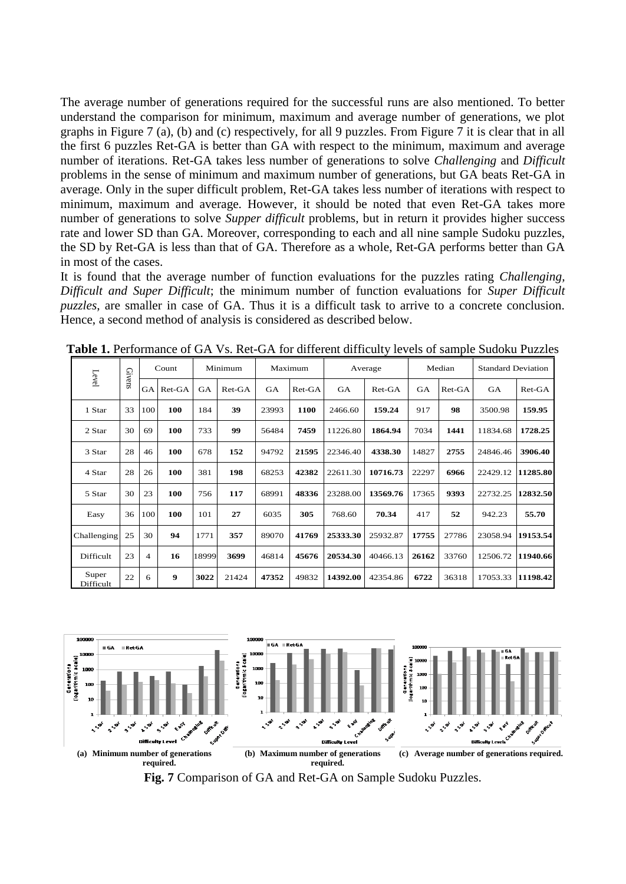The average number of generations required for the successful runs are also mentioned. To better understand the comparison for minimum, maximum and average number of generations, we plot graphs in Figure 7 (a), (b) and (c) respectively, for all 9 puzzles. From Figure 7 it is clear that in all the first 6 puzzles Ret-GA is better than GA with respect to the minimum, maximum and average number of iterations. Ret-GA takes less number of generations to solve *Challenging* and *Difficult* problems in the sense of minimum and maximum number of generations, but GA beats Ret-GA in average. Only in the super difficult problem, Ret-GA takes less number of iterations with respect to minimum, maximum and average. However, it should be noted that even Ret-GA takes more number of generations to solve *Supper difficult* problems, but in return it provides higher success rate and lower SD than GA. Moreover, corresponding to each and all nine sample Sudoku puzzles, the SD by Ret-GA is less than that of GA. Therefore as a whole, Ret-GA performs better than GA in most of the cases.

It is found that the average number of function evaluations for the puzzles rating *Challenging, Difficult and Super Difficult*; the minimum number of function evaluations for *Super Difficult puzzles*, are smaller in case of GA. Thus it is a difficult task to arrive to a concrete conclusion. Hence, a second method of analysis is considered as described below.

**Table 1.** Performance of GA Vs. Ret-GA for different difficulty levels of sample Sudoku Puzzles

| Level | Givens | Count | | Minimum | | Maximum | | Average | | Median | | Standard Deviation | |
|---|---|---|---|---|---|---|---|---|---|---|---|---|---|
| | | GA | Ret-GA | GA | Ret-GA | GA | Ret-GA | GA | Ret-GA | GA | Ret-GA | GA | Ret-GA |
| 1 Star | 33 | 100 | **100** | 184 | **39** | 23993 | **1100** | 2466.60 | **159.24** | 917 | **98** | 3500.98 | **159.95** |
| 2 Star | 30 | 69 | **100** | 733 | **99** | 56484 | **7459** | 11226.80 | **1864.94** | 7034 | **1441** | 11834.68 | **1728.25** |
| 3 Star | 28 | 46 | **100** | 678 | **152** | 94792 | **21595** | 22346.40 | **4338.30** | 14827 | **2755** | 24846.46 | **3906.40** |
| 4 Star | 28 | 26 | **100** | 381 | **198** | 68253 | **42382** | 22611.30 | **10716.73** | 22297 | **6966** | 22429.12 | **11285.80** |
| 5 Star | 30 | 23 | **100** | 756 | **117** | 68991 | **48336** | 23288.00 | **13569.76** | 17365 | **9393** | 22732.25 | **12832.50** |
| Easy | 36 | 100 | **100** | 101 | **27** | 6035 | **305** | 768.60 | **70.34** | 417 | **52** | 942.23 | **55.70** |
| Challenging | 25 | 30 | **94** | 1771 | **357** | 89070 | **41769** | **25333.30** | 25932.87 | **17755** | 27786 | 23058.94 | **19153.54** |
| Difficult | 23 | 4 | **16** | 18999 | **3699** | 46814 | **45676** | **20534.30** | 40466.13 | **26162** | 33760 | 12506.72 | **11940.66** |
| Super Difficult | 22 | 6 | **9** | **3022** | 21424 | **47352** | 49832 | **14392.00** | 42354.86 | **6722** | 36318 | 17053.33 | **11198.42** |

(a) Minimum number of generations required. (b) Maximum number of generations required. (c) Average number of generations required.

**Fig. 7** Comparison of GA and Ret-GA on Sample Sudoku Puzzles.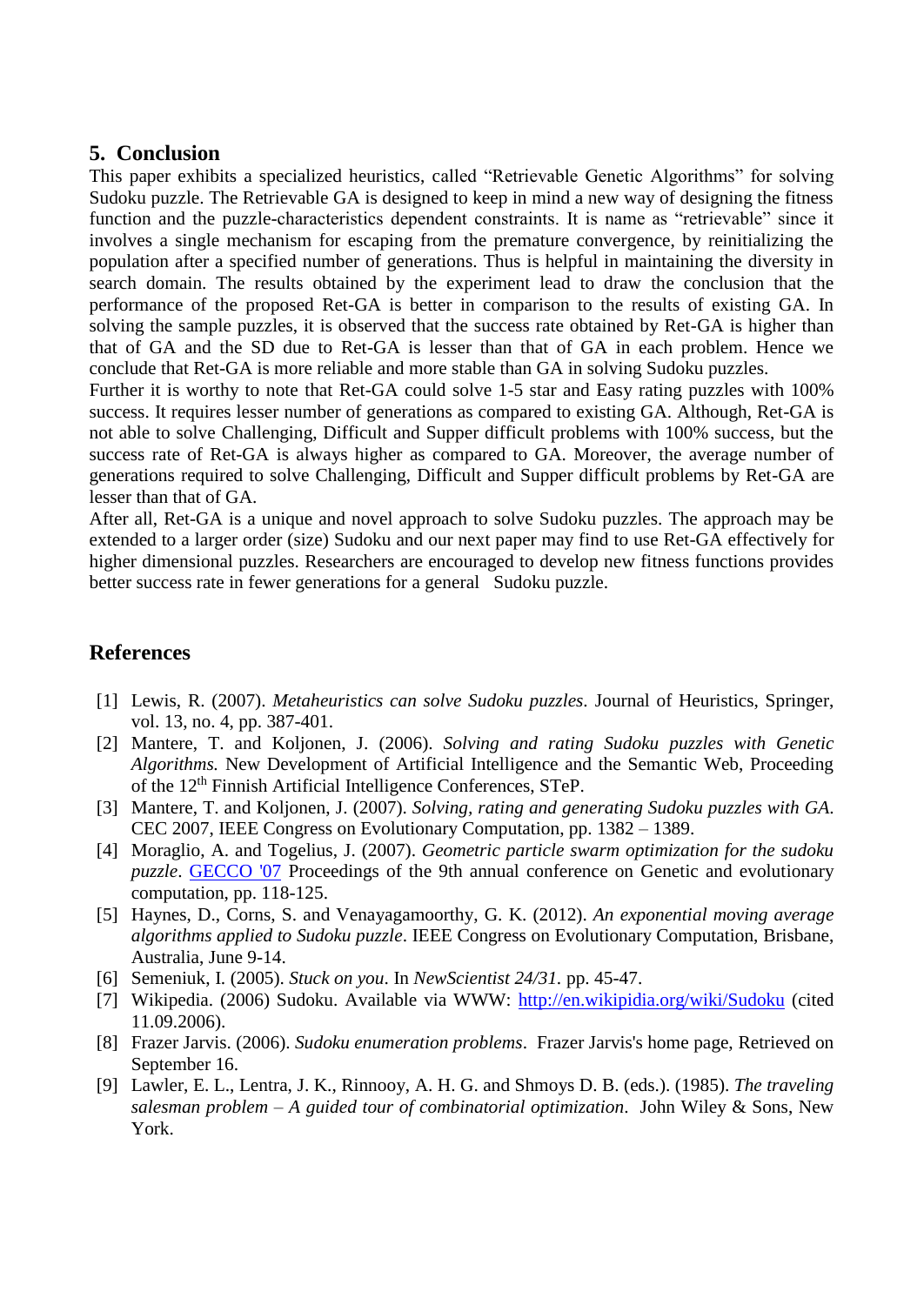## 5. Conclusion

This paper exhibits a specialized heuristics, called "Retrievable Genetic Algorithms" for solving Sudoku puzzle. The Retrievable GA is designed to keep in mind a new way of designing the fitness function and the puzzle-characteristics dependent constraints. It is name as "retrievable" since it involves a single mechanism for escaping from the premature convergence, by reinitializing the population after a specified number of generations. Thus is helpful in maintaining the diversity in search domain. The results obtained by the experiment lead to draw the conclusion that the performance of the proposed Ret-GA is better in comparison to the results of existing GA. In solving the sample puzzles, it is observed that the success rate obtained by Ret-GA is higher than that of GA and the SD due to Ret-GA is lesser than that of GA in each problem. Hence we conclude that Ret-GA is more reliable and more stable than GA in solving Sudoku puzzles.

Further it is worthy to note that Ret-GA could solve 1-5 star and Easy rating puzzles with 100% success. It requires lesser number of generations as compared to existing GA. Although, Ret-GA is not able to solve Challenging, Difficult and Supper difficult problems with 100% success, but the success rate of Ret-GA is always higher as compared to GA. Moreover, the average number of generations required to solve Challenging, Difficult and Supper difficult problems by Ret-GA are lesser than that of GA.

After all, Ret-GA is a unique and novel approach to solve Sudoku puzzles. The approach may be extended to a larger order (size) Sudoku and our next paper may find to use Ret-GA effectively for higher dimensional puzzles. Researchers are encouraged to develop new fitness functions provides better success rate in fewer generations for a general Sudoku puzzle.

## References

[1] Lewis, R. (2007). *Metaheuristics can solve Sudoku puzzles*. Journal of Heuristics, Springer, vol. 13, no. 4, pp. 387-401.

[2] Mantere, T. and Koljonen, J. (2006). *Solving and rating Sudoku puzzles with Genetic Algorithms.* New Development of Artificial Intelligence and the Semantic Web, Proceeding of the 12th Finnish Artificial Intelligence Conferences, STeP.

[3] Mantere, T. and Koljonen, J. (2007). *Solving, rating and generating Sudoku puzzles with GA.* CEC 2007, IEEE Congress on Evolutionary Computation, pp. 1382 – 1389.

[4] Moraglio, A. and Togelius, J. (2007). *Geometric particle swarm optimization for the sudoku puzzle*. GECCO '07 Proceedings of the 9th annual conference on Genetic and evolutionary computation, pp. 118-125.

[5] Haynes, D., Corns, S. and Venayagamoorthy, G. K. (2012). *An exponential moving average algorithms applied to Sudoku puzzle*. IEEE Congress on Evolutionary Computation, Brisbane, Australia, June 9-14.

[6] Semeniuk, I. (2005). *Stuck on you*. In *NewScientist 24/31.* pp. 45-47.

[7] Wikipedia. (2006) Sudoku. Available via WWW: http://en.wikipidia.org/wiki/Sudoku (cited 11.09.2006).

[8] Frazer Jarvis. (2006). *Sudoku enumeration problems*. Frazer Jarvis's home page, Retrieved on September 16.

[9] Lawler, E. L., Lentra, J. K., Rinnooy, A. H. G. and Shmoys D. B. (eds.). (1985). *The traveling salesman problem – A guided tour of combinatorial optimization*. John Wiley & Sons, New York.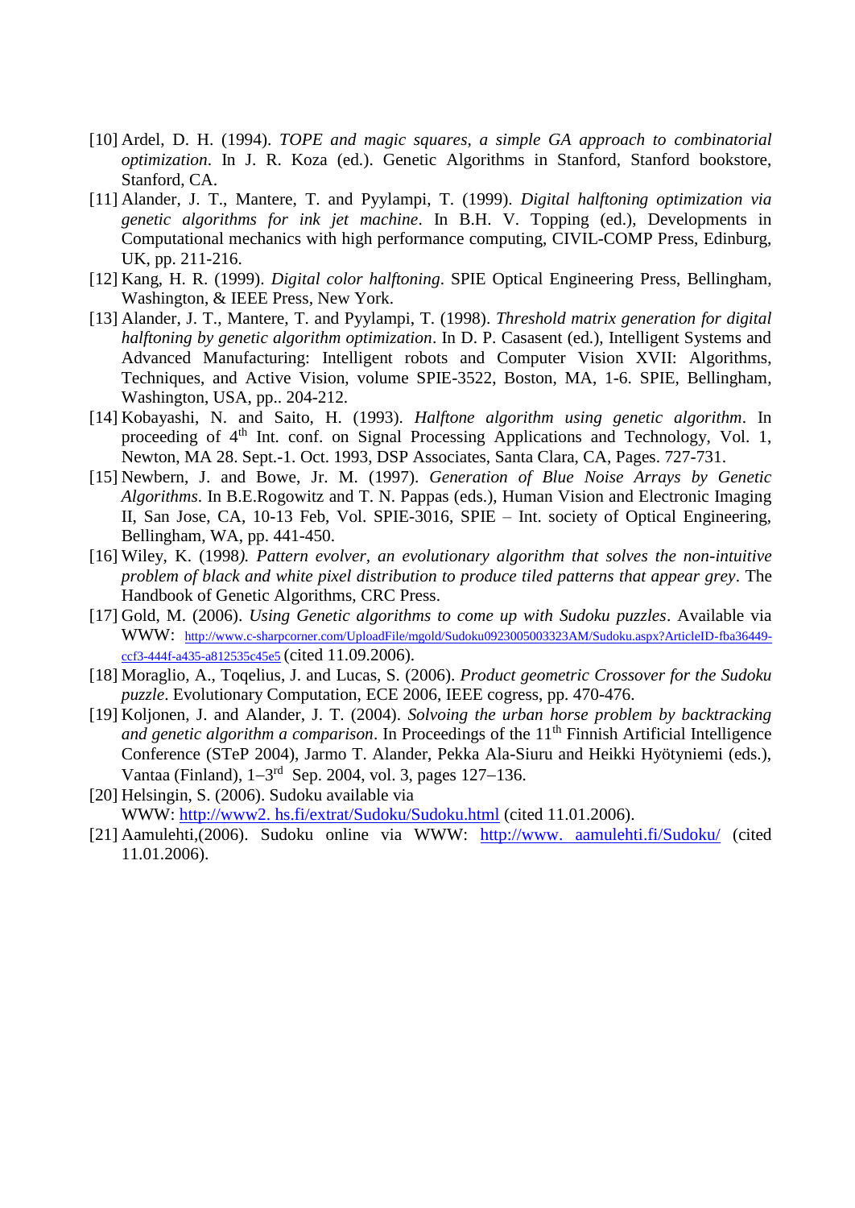[10] Ardel, D. H. (1994). *TOPE and magic squares, a simple GA approach to combinatorial optimization*. In J. R. Koza (ed.). Genetic Algorithms in Stanford, Stanford bookstore, Stanford, CA.

[11] Alander, J. T., Mantere, T. and Pyylampi, T. (1999). *Digital halftoning optimization via genetic algorithms for ink jet machine*. In B.H. V. Topping (ed.), Developments in Computational mechanics with high performance computing, CIVIL-COMP Press, Edinburg, UK, pp. 211-216.

[12] Kang, H. R. (1999). *Digital color halftoning*. SPIE Optical Engineering Press, Bellingham, Washington, & IEEE Press, New York.

[13] Alander, J. T., Mantere, T. and Pyylampi, T. (1998). *Threshold matrix generation for digital halftoning by genetic algorithm optimization*. In D. P. Casasent (ed.), Intelligent Systems and Advanced Manufacturing: Intelligent robots and Computer Vision XVII: Algorithms, Techniques, and Active Vision, volume SPIE-3522, Boston, MA, 1-6. SPIE, Bellingham, Washington, USA, pp.. 204-212.

[14] Kobayashi, N. and Saito, H. (1993). *Halftone algorithm using genetic algorithm*. In proceeding of 4th Int. conf. on Signal Processing Applications and Technology, Vol. 1, Newton, MA 28. Sept.-1. Oct. 1993, DSP Associates, Santa Clara, CA, Pages. 727-731.

[15] Newbern, J. and Bowe, Jr. M. (1997). *Generation of Blue Noise Arrays by Genetic Algorithms*. In B.E.Rogowitz and T. N. Pappas (eds.), Human Vision and Electronic Imaging II, San Jose, CA, 10-13 Feb, Vol. SPIE-3016, SPIE – Int. society of Optical Engineering, Bellingham, WA, pp. 441-450.

[16] Wiley, K. (1998*). Pattern evolver, an evolutionary algorithm that solves the non-intuitive problem of black and white pixel distribution to produce tiled patterns that appear grey*. The Handbook of Genetic Algorithms, CRC Press.

[17] Gold, M. (2006). *Using Genetic algorithms to come up with Sudoku puzzles*. Available via WWW: http://www.c-sharpcorner.com/UploadFile/mgold/Sudoku0923005003323AM/Sudoku.aspx?ArticleID-fba36449-ccf3-444f-a435-a812535c45e5 (cited 11.09.2006).

[18] Moraglio, A., Toqelius, J. and Lucas, S. (2006). *Product geometric Crossover for the Sudoku puzzle*. Evolutionary Computation, ECE 2006, IEEE cogress, pp. 470-476.

[19] Koljonen, J. and Alander, J. T. (2004). *Solvoing the urban horse problem by backtracking and genetic algorithm a comparison*. In Proceedings of the 11th Finnish Artificial Intelligence Conference (STeP 2004), Jarmo T. Alander, Pekka Ala-Siuru and Heikki Hyötyniemi (eds.), Vantaa (Finland), 1–3rd Sep. 2004, vol. 3, pages 127–136.

[20] Helsingin, S. (2006). Sudoku available via WWW: http://www2. hs.fi/extrat/Sudoku/Sudoku.html (cited 11.01.2006).

[21] Aamulehti,(2006). Sudoku online via WWW: http://www. aamulehti.fi/Sudoku/ (cited 11.01.2006).